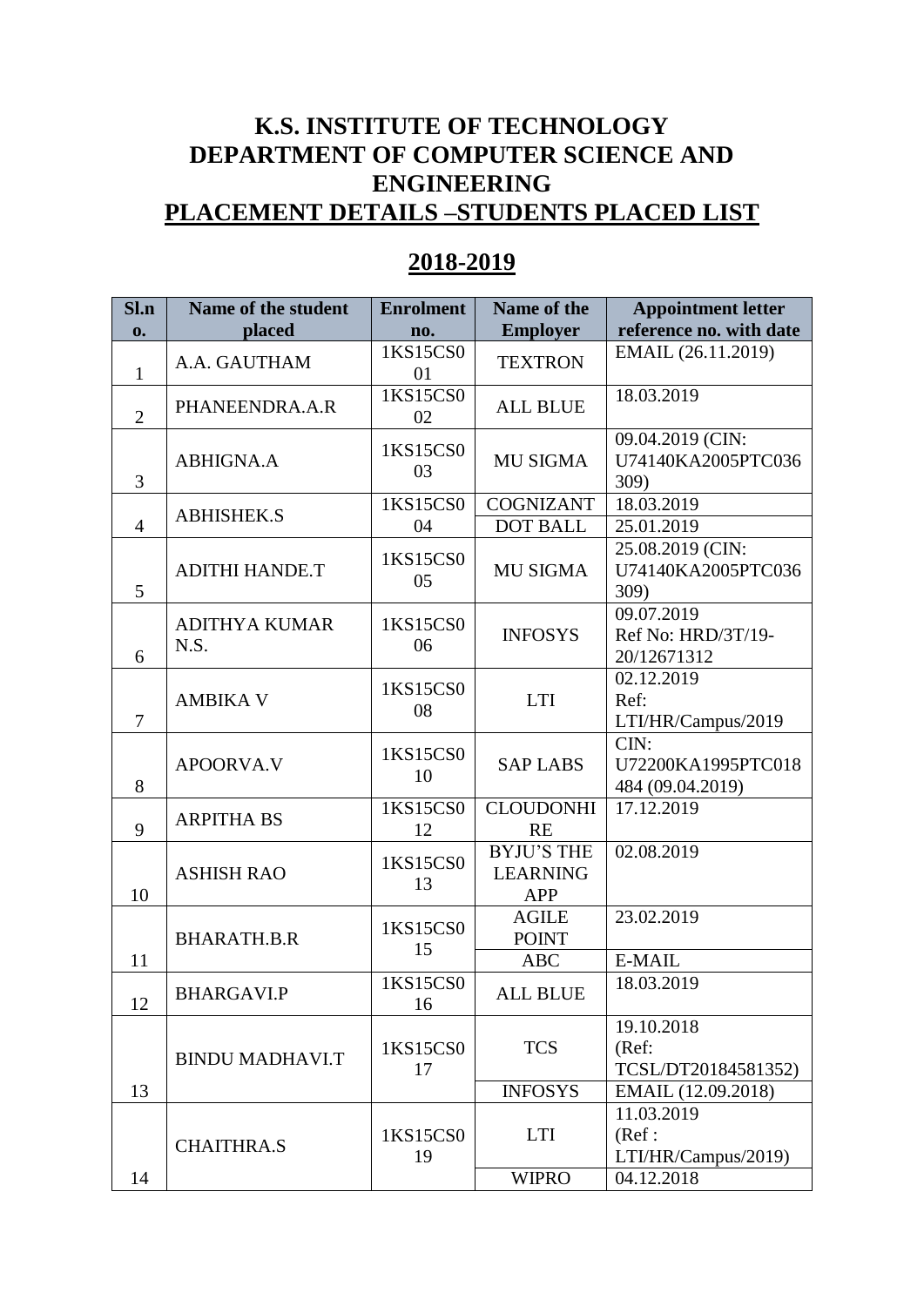# K.S. INSTITUTE OF TECHNOLOGY
# DEPARTMENT OF COMPUTER SCIENCE AND ENGINEERING
## PLACEMENT DETAILS –STUDENTS PLACED LIST

## 2018-2019

| Sl.no. | Name of the student placed | Enrolment no. | Name of the Employer | Appointment letter reference no. with date |
|---|---|---|---|---|
| 1 | A.A. GAUTHAM | 1KS15CS001 | TEXTRON | EMAIL (26.11.2019) |
| 2 | PHANEENDRA.A.R | 1KS15CS002 | ALL BLUE | 18.03.2019 |
| 3 | ABHIGNA.A | 1KS15CS003 | MU SIGMA | 09.04.2019 (CIN: U74140KA2005PTC036309) |
| 4 | ABHISHEK.S | 1KS15CS004 | COGNIZANT | 18.03.2019 |
| | | | DOT BALL | 25.01.2019 |
| 5 | ADITHI HANDE.T | 1KS15CS005 | MU SIGMA | 25.08.2019 (CIN: U74140KA2005PTC036309) |
| 6 | ADITHYA KUMAR N.S. | 1KS15CS006 | INFOSYS | 09.07.2019 Ref No: HRD/3T/19-20/12671312 |
| 7 | AMBIKA V | 1KS15CS008 | LTI | 02.12.2019 Ref: LTI/HR/Campus/2019 |
| 8 | APOORVA.V | 1KS15CS010 | SAP LABS | CIN: U72200KA1995PTC018484 (09.04.2019) |
| 9 | ARPITHA BS | 1KS15CS012 | CLOUDONHIRE | 17.12.2019 |
| 10 | ASHISH RAO | 1KS15CS013 | BYJU'S THE LEARNING APP | 02.08.2019 |
| 11 | BHARATH.B.R | 1KS15CS015 | AGILE POINT | 23.02.2019 |
| | | | ABC | E-MAIL |
| 12 | BHARGAVI.P | 1KS15CS016 | ALL BLUE | 18.03.2019 |
| 13 | BINDU MADHAVI.T | 1KS15CS017 | TCS | 19.10.2018 (Ref: TCSL/DT20184581352) |
| | | | INFOSYS | EMAIL (12.09.2018) |
| 14 | CHAITHRA.S | 1KS15CS019 | LTI | 11.03.2019 (Ref : LTI/HR/Campus/2019) |
| | | | WIPRO | 04.12.2018 |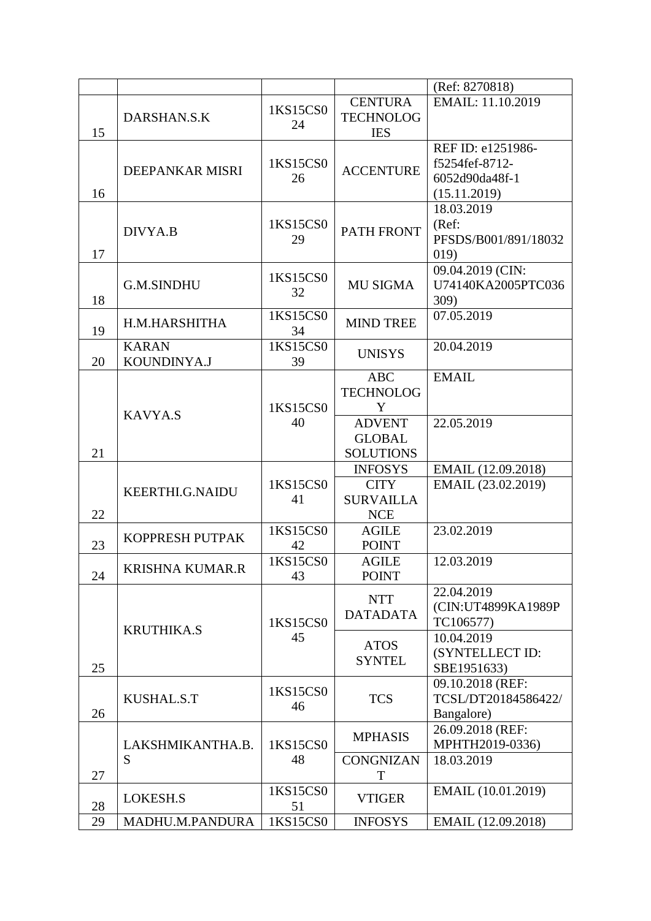| | | | | |
|---|---|---|---|---|
| | | | | (Ref: 8270818) |
| 15 | DARSHAN.S.K | 1KS15CS024 | CENTURA TECHNOLOGIES | EMAIL: 11.10.2019 |
| 16 | DEEPANKAR MISRI | 1KS15CS026 | ACCENTURE | REF ID: e1251986-f5254fef-8712-6052d90da48f-1 (15.11.2019) |
| 17 | DIVYA.B | 1KS15CS029 | PATH FRONT | 18.03.2019 (Ref: PFSDS/B001/891/18032019) |
| 18 | G.M.SINDHU | 1KS15CS032 | MU SIGMA | 09.04.2019 (CIN: U74140KA2005PTC036309) |
| 19 | H.M.HARSHITHA | 1KS15CS034 | MIND TREE | 07.05.2019 |
| 20 | KARAN KOUNDINYA.J | 1KS15CS039 | UNISYS | 20.04.2019 |
| 21 | KAVYA.S | 1KS15CS040 | ABC TECHNOLOGY | EMAIL |
| | | | ADVENT GLOBAL SOLUTIONS | 22.05.2019 |
| 22 | KEERTHI.G.NAIDU | 1KS15CS041 | INFOSYS | EMAIL (12.09.2018) |
| | | | CITY SURVAILLANCE | EMAIL (23.02.2019) |
| 23 | KOPPRESH PUTPAK | 1KS15CS042 | AGILE POINT | 23.02.2019 |
| 24 | KRISHNA KUMAR.R | 1KS15CS043 | AGILE POINT | 12.03.2019 |
| 25 | KRUTHIKA.S | 1KS15CS045 | NTT DATADATA | 22.04.2019 (CIN:UT4899KA1989PTC106577) |
| | | | ATOS SYNTEL | 10.04.2019 (SYNTELLECT ID: SBE1951633) |
| 26 | KUSHAL.S.T | 1KS15CS046 | TCS | 09.10.2018 (REF: TCSL/DT20184586422/Bangalore) |
| 27 | LAKSHMIKANTHA.B.S | 1KS15CS048 | MPHASIS | 26.09.2018 (REF: MPHTH2019-0336) |
| | | | CONGNIZANT | 18.03.2019 |
| 28 | LOKESH.S | 1KS15CS051 | VTIGER | EMAIL (10.01.2019) |
| 29 | MADHU.M.PANDURA | 1KS15CS0 | INFOSYS | EMAIL (12.09.2018) |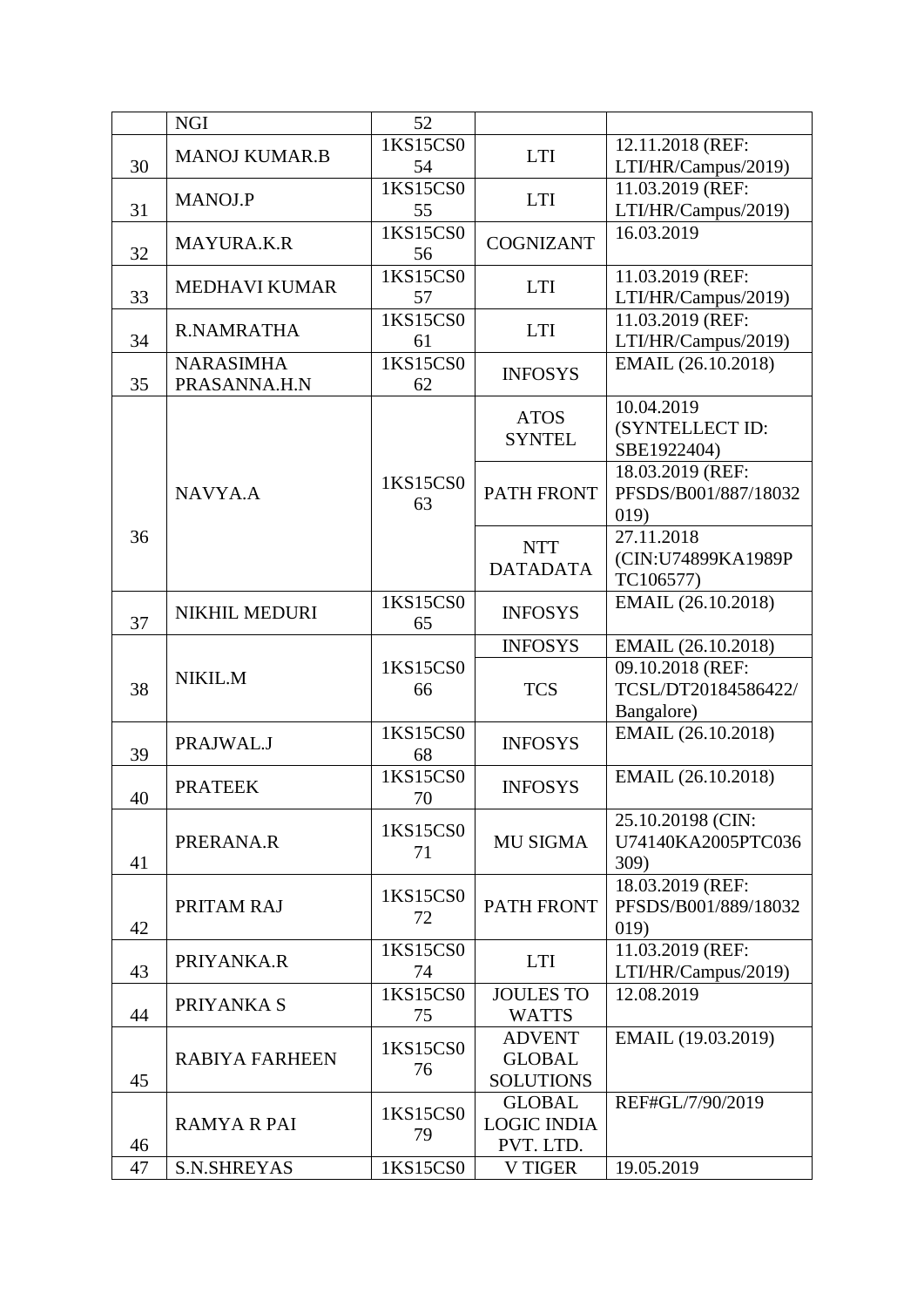| | NGI | 52 | | |
|---|---|---|---|---|
| 30 | MANOJ KUMAR.B | 1KS15CS054 | LTI | 12.11.2018 (REF: LTI/HR/Campus/2019) |
| 31 | MANOJ.P | 1KS15CS055 | LTI | 11.03.2019 (REF: LTI/HR/Campus/2019) |
| 32 | MAYURA.K.R | 1KS15CS056 | COGNIZANT | 16.03.2019 |
| 33 | MEDHAVI KUMAR | 1KS15CS057 | LTI | 11.03.2019 (REF: LTI/HR/Campus/2019) |
| 34 | R.NAMRATHA | 1KS15CS061 | LTI | 11.03.2019 (REF: LTI/HR/Campus/2019) |
| 35 | NARASIMHA PRASANNA.H.N | 1KS15CS062 | INFOSYS | EMAIL (26.10.2018) |
| 36 | NAVYA.A | 1KS15CS063 | ATOS SYNTEL | 10.04.2019 (SYNTELLECT ID: SBE1922404) |
| | | | PATH FRONT | 18.03.2019 (REF: PFSDS/B001/887/18032019) |
| | | | NTT DATADATA | 27.11.2018 (CIN:U74899KA1989PTC106577) |
| 37 | NIKHIL MEDURI | 1KS15CS065 | INFOSYS | EMAIL (26.10.2018) |
| 38 | NIKIL.M | 1KS15CS066 | INFOSYS | EMAIL (26.10.2018) |
| | | | TCS | 09.10.2018 (REF: TCSL/DT20184586422/Bangalore) |
| 39 | PRAJWAL.J | 1KS15CS068 | INFOSYS | EMAIL (26.10.2018) |
| 40 | PRATEEK | 1KS15CS070 | INFOSYS | EMAIL (26.10.2018) |
| 41 | PRERANA.R | 1KS15CS071 | MU SIGMA | 25.10.20198 (CIN: U74140KA2005PTC036309) |
| 42 | PRITAM RAJ | 1KS15CS072 | PATH FRONT | 18.03.2019 (REF: PFSDS/B001/889/18032019) |
| 43 | PRIYANKA.R | 1KS15CS074 | LTI | 11.03.2019 (REF: LTI/HR/Campus/2019) |
| 44 | PRIYANKA S | 1KS15CS075 | JOULES TO WATTS | 12.08.2019 |
| 45 | RABIYA FARHEEN | 1KS15CS076 | ADVENT GLOBAL SOLUTIONS | EMAIL (19.03.2019) |
| 46 | RAMYA R PAI | 1KS15CS079 | GLOBAL LOGIC INDIA PVT. LTD. | REF#GL/7/90/2019 |
| 47 | S.N.SHREYAS | 1KS15CS0 | V TIGER | 19.05.2019 |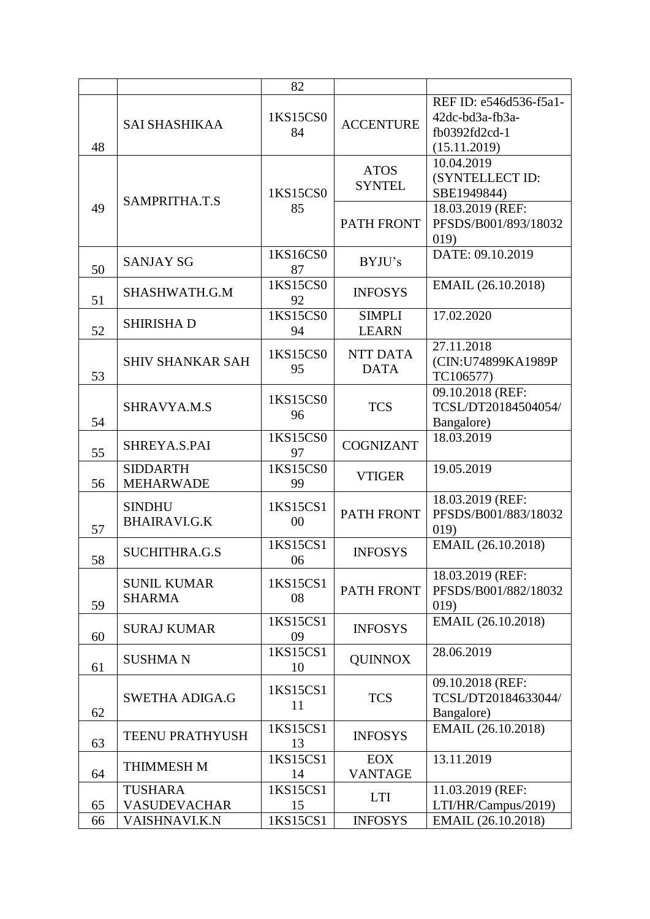|  |  | 82 |  |  |
|---|---|---|---|---|
| 48 | SAI SHASHIKAA | 1KS15CS084 | ACCENTURE | REF ID: e546d536-f5a1-42dc-bd3a-fb3a-fb0392fd2cd-1 (15.11.2019) |
| 49 | SAMPRITHA.T.S | 1KS15CS085 | ATOS SYNTEL | 10.04.2019 (SYNTELLECT ID: SBE1949844) |
|  |  |  | PATH FRONT | 18.03.2019 (REF: PFSDS/B001/893/18032019) |
| 50 | SANJAY SG | 1KS16CS087 | BYJU’s | DATE: 09.10.2019 |
| 51 | SHASHWATH.G.M | 1KS15CS092 | INFOSYS | EMAIL (26.10.2018) |
| 52 | SHIRISHA D | 1KS15CS094 | SIMPLI LEARN | 17.02.2020 |
| 53 | SHIV SHANKAR SAH | 1KS15CS095 | NTT DATA DATA | 27.11.2018 (CIN:U74899KA1989PTC106577) |
| 54 | SHRAVYA.M.S | 1KS15CS096 | TCS | 09.10.2018 (REF: TCSL/DT20184504054/Bangalore) |
| 55 | SHREYA.S.PAI | 1KS15CS097 | COGNIZANT | 18.03.2019 |
| 56 | SIDDARTH MEHARWADE | 1KS15CS099 | VTIGER | 19.05.2019 |
| 57 | SINDHU BHAIRAVI.G.K | 1KS15CS100 | PATH FRONT | 18.03.2019 (REF: PFSDS/B001/883/18032019) |
| 58 | SUCHITHRA.G.S | 1KS15CS106 | INFOSYS | EMAIL (26.10.2018) |
| 59 | SUNIL KUMAR SHARMA | 1KS15CS108 | PATH FRONT | 18.03.2019 (REF: PFSDS/B001/882/18032019) |
| 60 | SURAJ KUMAR | 1KS15CS109 | INFOSYS | EMAIL (26.10.2018) |
| 61 | SUSHMA N | 1KS15CS110 | QUINNOX | 28.06.2019 |
| 62 | SWETHA ADIGA.G | 1KS15CS111 | TCS | 09.10.2018 (REF: TCSL/DT20184633044/Bangalore) |
| 63 | TEENU PRATHYUSH | 1KS15CS113 | INFOSYS | EMAIL (26.10.2018) |
| 64 | THIMMESH M | 1KS15CS114 | EOX VANTAGE | 13.11.2019 |
| 65 | TUSHARA VASUDEVACHAR | 1KS15CS115 | LTI | 11.03.2019 (REF: LTI/HR/Campus/2019) |
| 66 | VAISHNAVI.K.N | 1KS15CS1 | INFOSYS | EMAIL (26.10.2018) |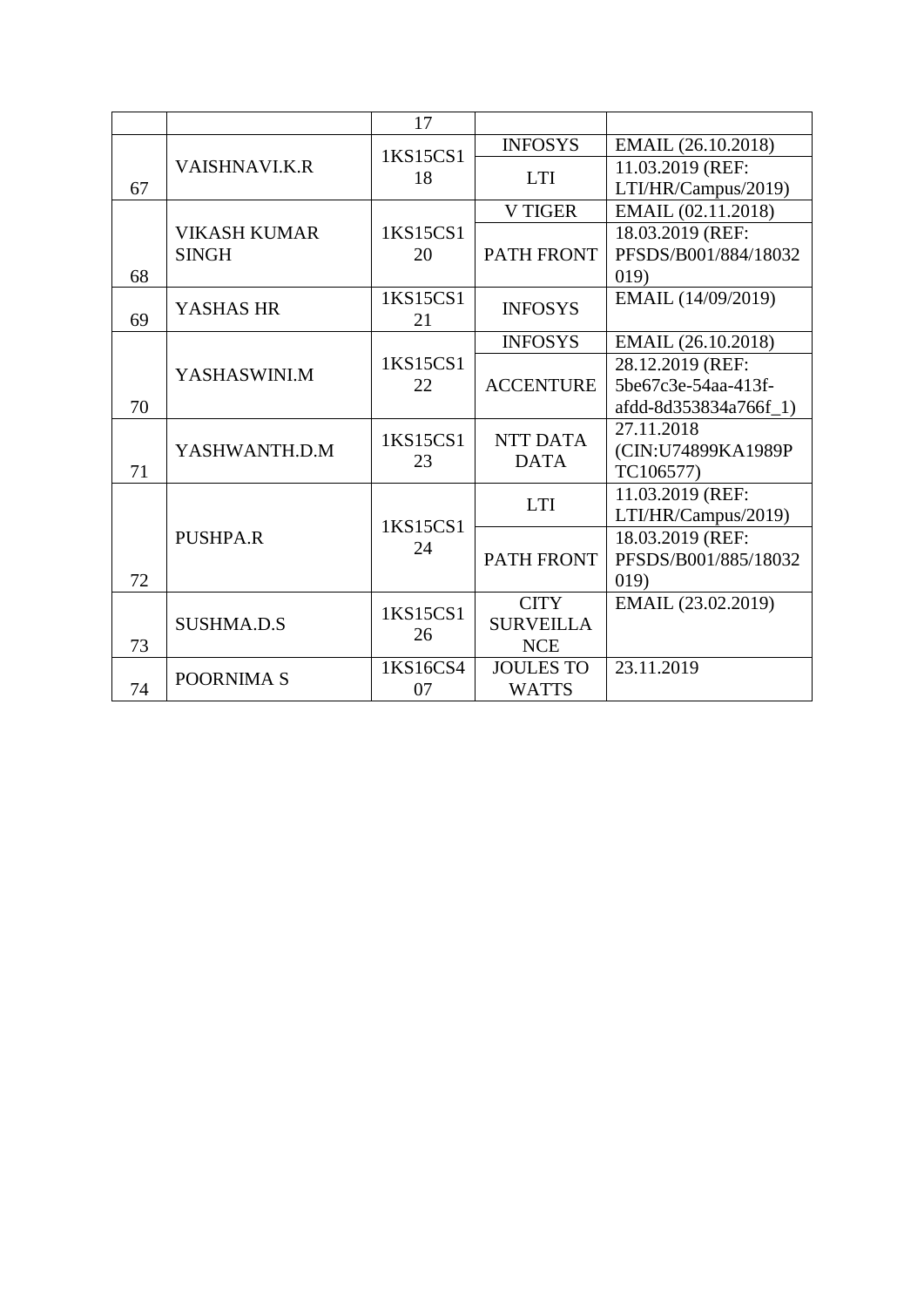|  |  | 17 |  |  |
|---|---|---|---|---|
| 67 | VAISHNAVI.K.R | 1KS15CS118 | INFOSYS | EMAIL (26.10.2018) |
|  |  |  | LTI | 11.03.2019 (REF: LTI/HR/Campus/2019) |
| 68 | VIKASH KUMAR SINGH | 1KS15CS120 | V TIGER | EMAIL (02.11.2018) |
|  |  |  | PATH FRONT | 18.03.2019 (REF: PFSDS/B001/884/18032019) |
| 69 | YASHAS HR | 1KS15CS121 | INFOSYS | EMAIL (14/09/2019) |
| 70 | YASHASWINI.M | 1KS15CS122 | INFOSYS | EMAIL (26.10.2018) |
|  |  |  | ACCENTURE | 28.12.2019 (REF: 5be67c3e-54aa-413f-afdd-8d353834a766f_1) |
| 71 | YASHWANTH.D.M | 1KS15CS123 | NTT DATA DATA | 27.11.2018 (CIN:U74899KA1989PTC106577) |
| 72 | PUSHPA.R | 1KS15CS124 | LTI | 11.03.2019 (REF: LTI/HR/Campus/2019) |
|  |  |  | PATH FRONT | 18.03.2019 (REF: PFSDS/B001/885/18032019) |
| 73 | SUSHMA.D.S | 1KS15CS126 | CITY SURVEILLANCE | EMAIL (23.02.2019) |
| 74 | POORNIMA S | 1KS16CS407 | JOULES TO WATTS | 23.11.2019 |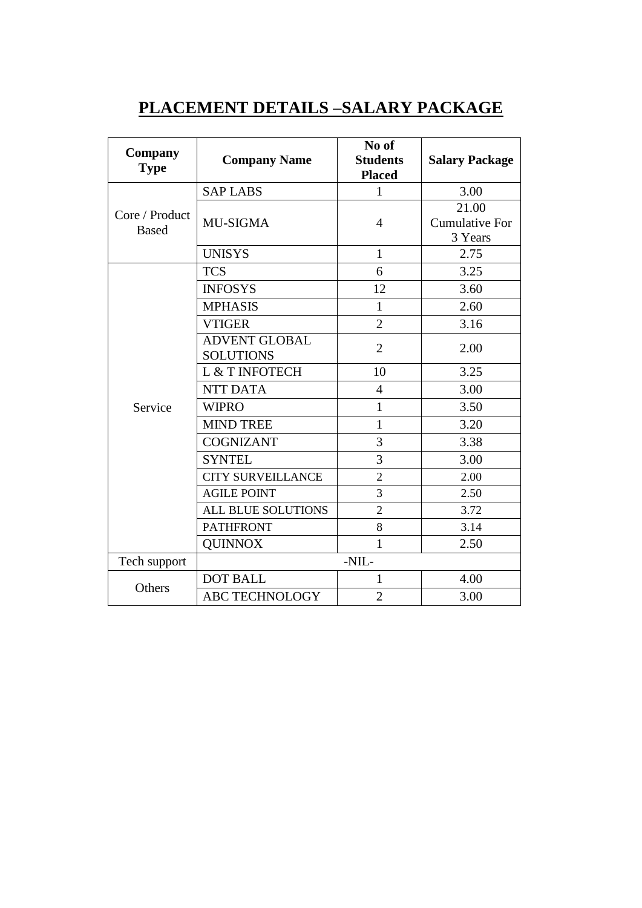# PLACEMENT DETAILS –SALARY PACKAGE

| Company Type | Company Name | No of Students Placed | Salary Package |
|---|---|---|---|
| Core / Product Based | SAP LABS | 1 | 3.00 |
| | MU-SIGMA | 4 | 21.00 Cumulative For 3 Years |
| | UNISYS | 1 | 2.75 |
| Service | TCS | 6 | 3.25 |
| | INFOSYS | 12 | 3.60 |
| | MPHASIS | 1 | 2.60 |
| | VTIGER | 2 | 3.16 |
| | ADVENT GLOBAL SOLUTIONS | 2 | 2.00 |
| | L & T INFOTECH | 10 | 3.25 |
| | NTT DATA | 4 | 3.00 |
| | WIPRO | 1 | 3.50 |
| | MIND TREE | 1 | 3.20 |
| | COGNIZANT | 3 | 3.38 |
| | SYNTEL | 3 | 3.00 |
| | CITY SURVEILLANCE | 2 | 2.00 |
| | AGILE POINT | 3 | 2.50 |
| | ALL BLUE SOLUTIONS | 2 | 3.72 |
| | PATHFRONT | 8 | 3.14 |
| | QUINNOX | 1 | 2.50 |
| Tech support | -NIL- | | |
| Others | DOT BALL | 1 | 4.00 |
| | ABC TECHNOLOGY | 2 | 3.00 |